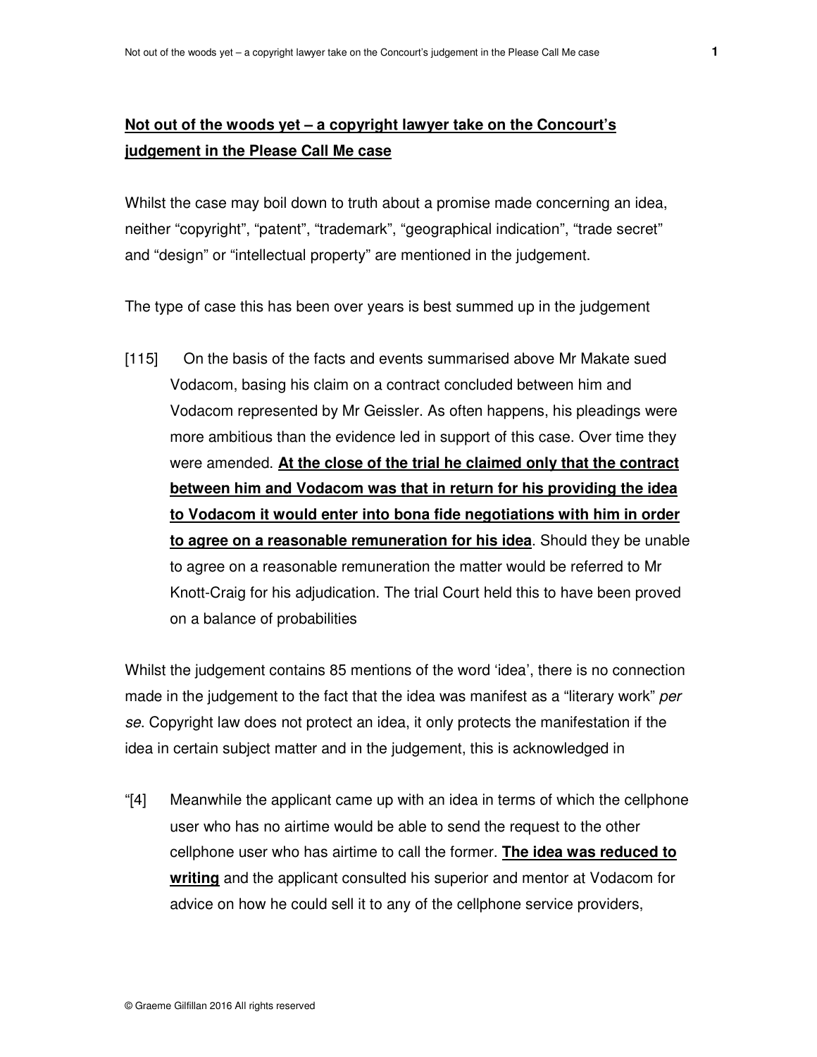**<u>Not out of the woods yet – a copyright lawyer take on the Concourt's judgement in the Please Call Me case</u>**

Whilst the case may boil down to truth about a promise made concerning an idea, neither "copyright", "patent", "trademark", "geographical indication", "trade secret" and "design" or "intellectual property" are mentioned in the judgement.

The type of case this has been over years is best summed up in the judgement

> [115] On the basis of the facts and events summarised above Mr Makate sued Vodacom, basing his claim on a contract concluded between him and Vodacom represented by Mr Geissler. As often happens, his pleadings were more ambitious than the evidence led in support of this case. Over time they were amended. **<u>At the close of the trial he claimed only that the contract between him and Vodacom was that in return for his providing the idea to Vodacom it would enter into bona fide negotiations with him in order to agree on a reasonable remuneration for his idea</u>**. Should they be unable to agree on a reasonable remuneration the matter would be referred to Mr Knott-Craig for his adjudication. The trial Court held this to have been proved on a balance of probabilities

Whilst the judgement contains 85 mentions of the word 'idea', there is no connection made in the judgement to the fact that the idea was manifest as a "literary work" *per se*. Copyright law does not protect an idea, it only protects the manifestation if the idea in certain subject matter and in the judgement, this is acknowledged in

> "[4] Meanwhile the applicant came up with an idea in terms of which the cellphone user who has no airtime would be able to send the request to the other cellphone user who has airtime to call the former. **<u>The idea was reduced to writing</u>** and the applicant consulted his superior and mentor at Vodacom for advice on how he could sell it to any of the cellphone service providers,

© Graeme Gilfillan 2016 All rights reserved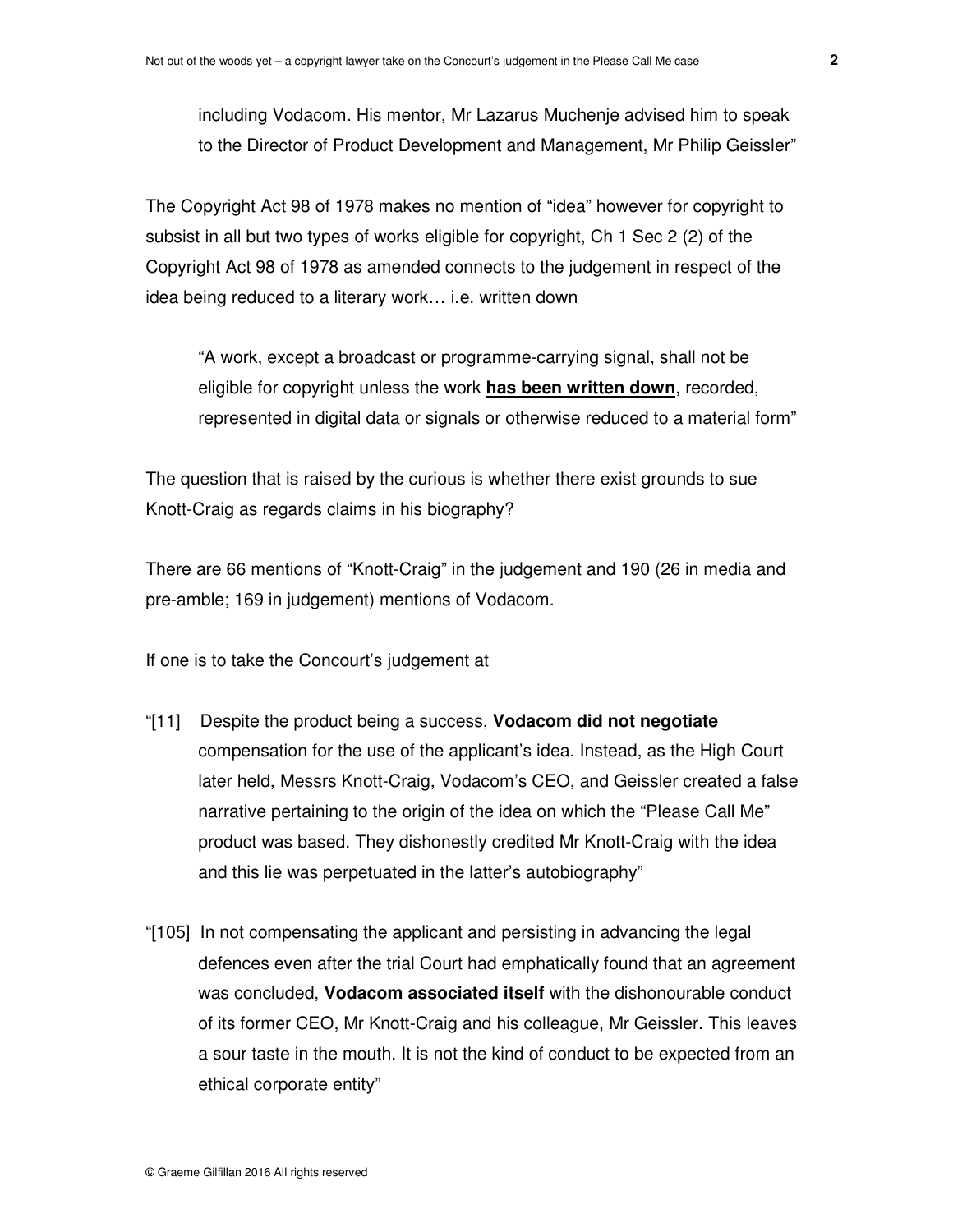including Vodacom. His mentor, Mr Lazarus Muchenje advised him to speak to the Director of Product Development and Management, Mr Philip Geissler"

The Copyright Act 98 of 1978 makes no mention of "idea" however for copyright to subsist in all but two types of works eligible for copyright, Ch 1 Sec 2 (2) of the Copyright Act 98 of 1978 as amended connects to the judgement in respect of the idea being reduced to a literary work… i.e. written down

> "A work, except a broadcast or programme-carrying signal, shall not be eligible for copyright unless the work **has been written down**, recorded, represented in digital data or signals or otherwise reduced to a material form"

The question that is raised by the curious is whether there exist grounds to sue Knott-Craig as regards claims in his biography?

There are 66 mentions of "Knott-Craig" in the judgement and 190 (26 in media and pre-amble; 169 in judgement) mentions of Vodacom.

If one is to take the Concourt's judgement at

"[11] Despite the product being a success, **Vodacom did not negotiate** compensation for the use of the applicant's idea. Instead, as the High Court later held, Messrs Knott-Craig, Vodacom's CEO, and Geissler created a false narrative pertaining to the origin of the idea on which the "Please Call Me" product was based. They dishonestly credited Mr Knott-Craig with the idea and this lie was perpetuated in the latter's autobiography"

"[105] In not compensating the applicant and persisting in advancing the legal defences even after the trial Court had emphatically found that an agreement was concluded, **Vodacom associated itself** with the dishonourable conduct of its former CEO, Mr Knott-Craig and his colleague, Mr Geissler. This leaves a sour taste in the mouth. It is not the kind of conduct to be expected from an ethical corporate entity"

© Graeme Gilfillan 2016 All rights reserved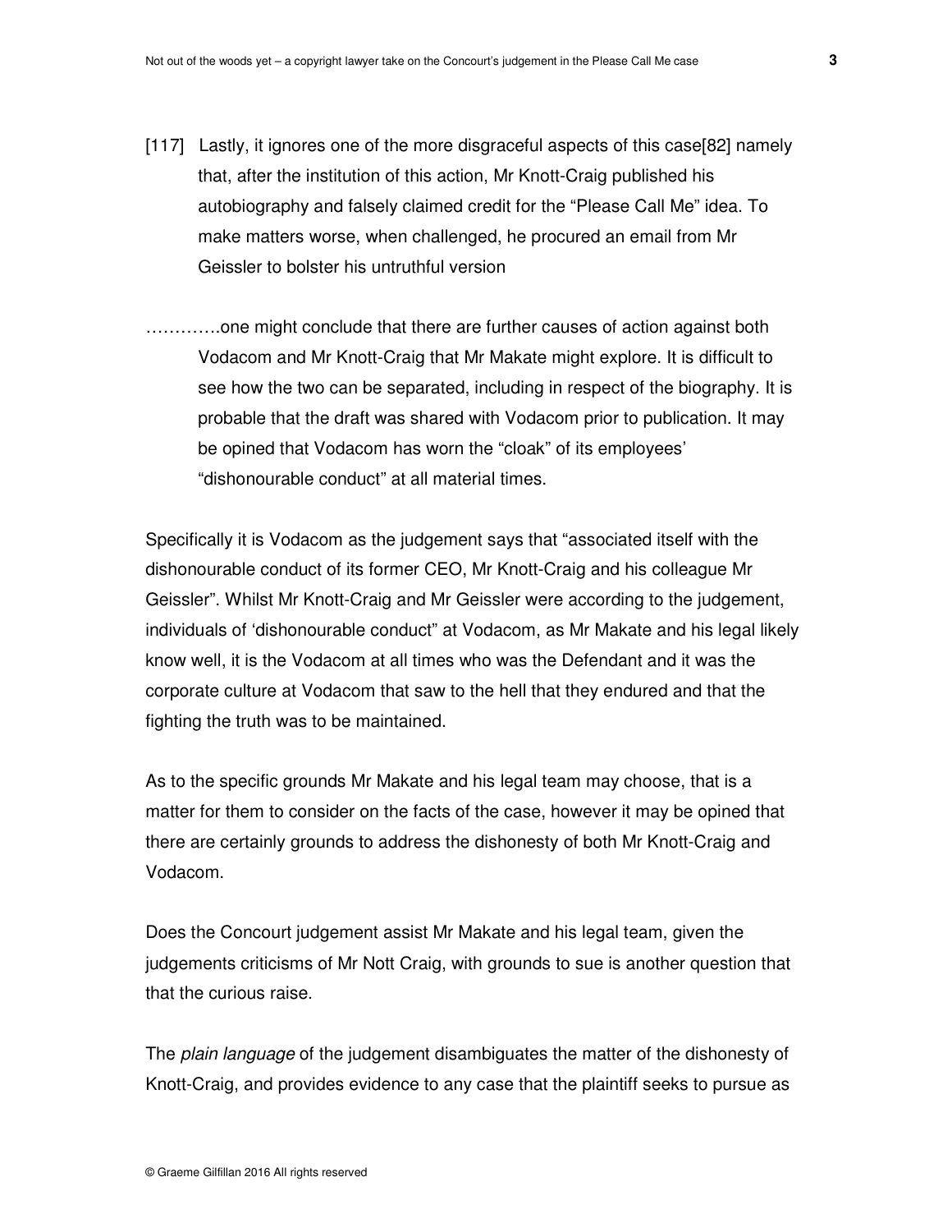[117] Lastly, it ignores one of the more disgraceful aspects of this case[82] namely that, after the institution of this action, Mr Knott-Craig published his autobiography and falsely claimed credit for the "Please Call Me" idea. To make matters worse, when challenged, he procured an email from Mr Geissler to bolster his untruthful version

………….one might conclude that there are further causes of action against both Vodacom and Mr Knott-Craig that Mr Makate might explore. It is difficult to see how the two can be separated, including in respect of the biography. It is probable that the draft was shared with Vodacom prior to publication. It may be opined that Vodacom has worn the "cloak" of its employees' "dishonourable conduct" at all material times.

Specifically it is Vodacom as the judgement says that "associated itself with the dishonourable conduct of its former CEO, Mr Knott-Craig and his colleague Mr Geissler". Whilst Mr Knott-Craig and Mr Geissler were according to the judgement, individuals of 'dishonourable conduct" at Vodacom, as Mr Makate and his legal likely know well, it is the Vodacom at all times who was the Defendant and it was the corporate culture at Vodacom that saw to the hell that they endured and that the fighting the truth was to be maintained.

As to the specific grounds Mr Makate and his legal team may choose, that is a matter for them to consider on the facts of the case, however it may be opined that there are certainly grounds to address the dishonesty of both Mr Knott-Craig and Vodacom.

Does the Concourt judgement assist Mr Makate and his legal team, given the judgements criticisms of Mr Nott Craig, with grounds to sue is another question that that the curious raise.

The *plain language* of the judgement disambiguates the matter of the dishonesty of Knott-Craig, and provides evidence to any case that the plaintiff seeks to pursue as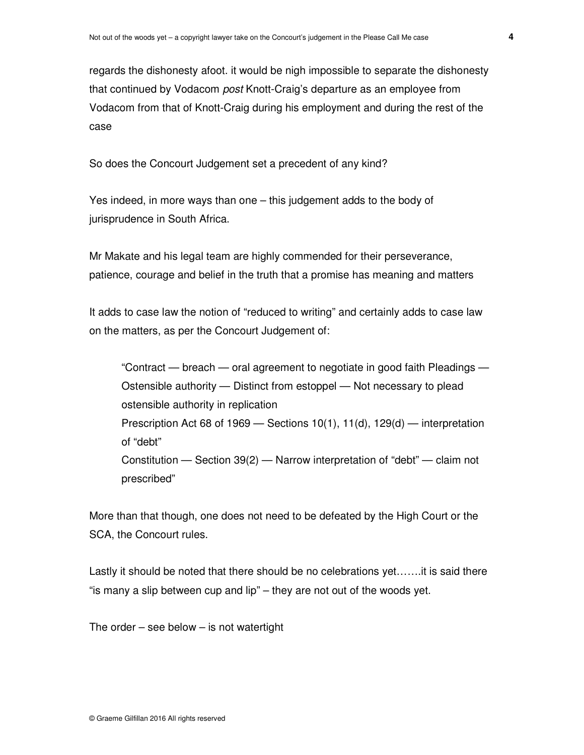regards the dishonesty afoot. it would be nigh impossible to separate the dishonesty that continued by Vodacom *post* Knott-Craig's departure as an employee from Vodacom from that of Knott-Craig during his employment and during the rest of the case

So does the Concourt Judgement set a precedent of any kind?

Yes indeed, in more ways than one – this judgement adds to the body of jurisprudence in South Africa.

Mr Makate and his legal team are highly commended for their perseverance, patience, courage and belief in the truth that a promise has meaning and matters

It adds to case law the notion of "reduced to writing" and certainly adds to case law on the matters, as per the Concourt Judgement of:

> "Contract — breach — oral agreement to negotiate in good faith Pleadings — Ostensible authority — Distinct from estoppel — Not necessary to plead ostensible authority in replication
> Prescription Act 68 of 1969 — Sections 10(1), 11(d), 129(d) — interpretation of "debt"
> Constitution — Section 39(2) — Narrow interpretation of "debt" — claim not prescribed"

More than that though, one does not need to be defeated by the High Court or the SCA, the Concourt rules.

Lastly it should be noted that there should be no celebrations yet…….it is said there "is many a slip between cup and lip" – they are not out of the woods yet.

The order – see below – is not watertight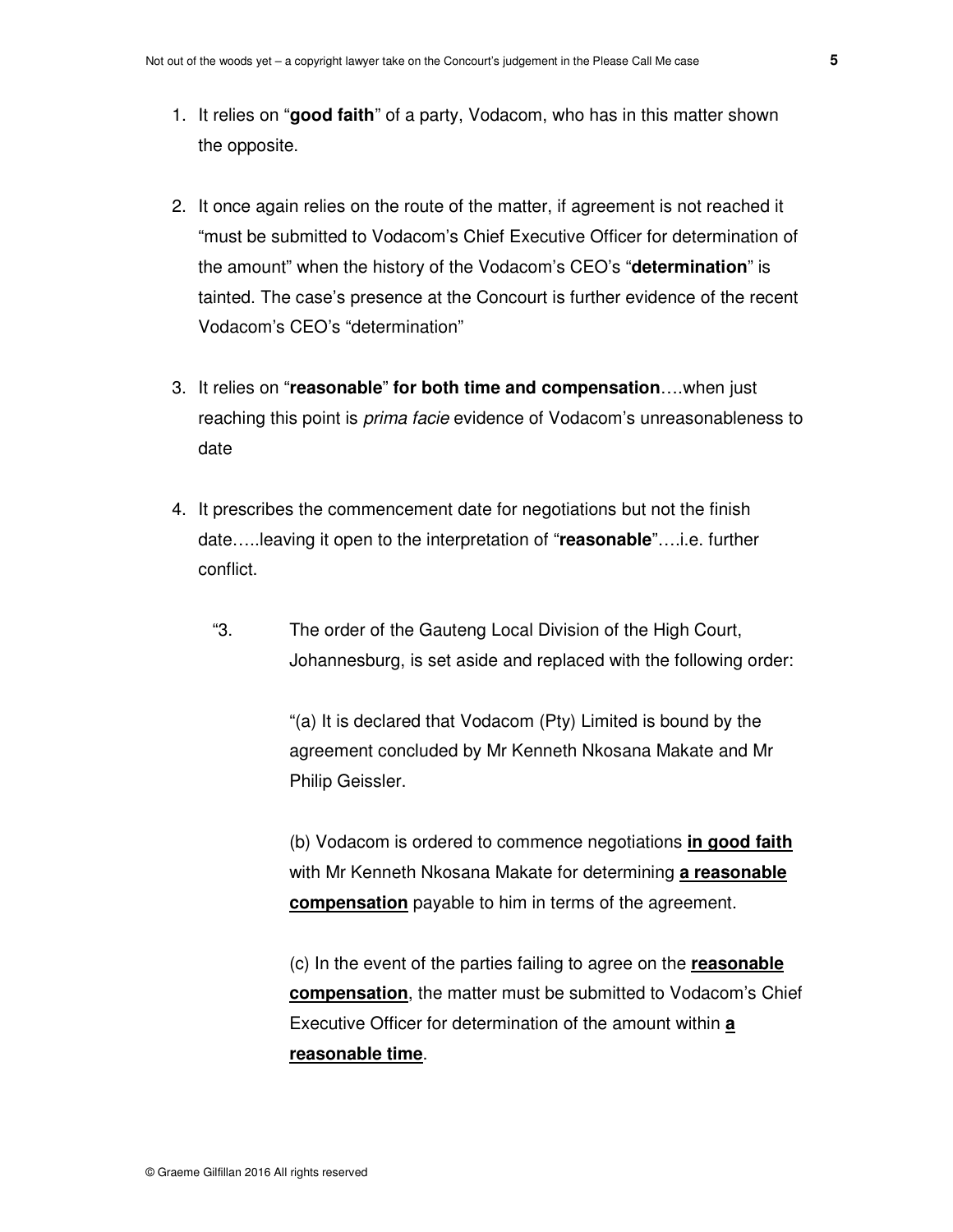1. It relies on "**good faith**" of a party, Vodacom, who has in this matter shown the opposite.

2. It once again relies on the route of the matter, if agreement is not reached it "must be submitted to Vodacom's Chief Executive Officer for determination of the amount" when the history of the Vodacom's CEO's "**determination**" is tainted. The case's presence at the Concourt is further evidence of the recent Vodacom's CEO's "determination"

3. It relies on "**reasonable**" **for both time and compensation**….when just reaching this point is *prima facie* evidence of Vodacom's unreasonableness to date

4. It prescribes the commencement date for negotiations but not the finish date…..leaving it open to the interpretation of "**reasonable**"….i.e. further conflict.

> "3. The order of the Gauteng Local Division of the High Court, Johannesburg, is set aside and replaced with the following order:
>
> "(a) It is declared that Vodacom (Pty) Limited is bound by the agreement concluded by Mr Kenneth Nkosana Makate and Mr Philip Geissler.
>
> (b) Vodacom is ordered to commence negotiations **in good faith** with Mr Kenneth Nkosana Makate for determining **a reasonable compensation** payable to him in terms of the agreement.
>
> (c) In the event of the parties failing to agree on the **reasonable compensation**, the matter must be submitted to Vodacom's Chief Executive Officer for determination of the amount within **a reasonable time**.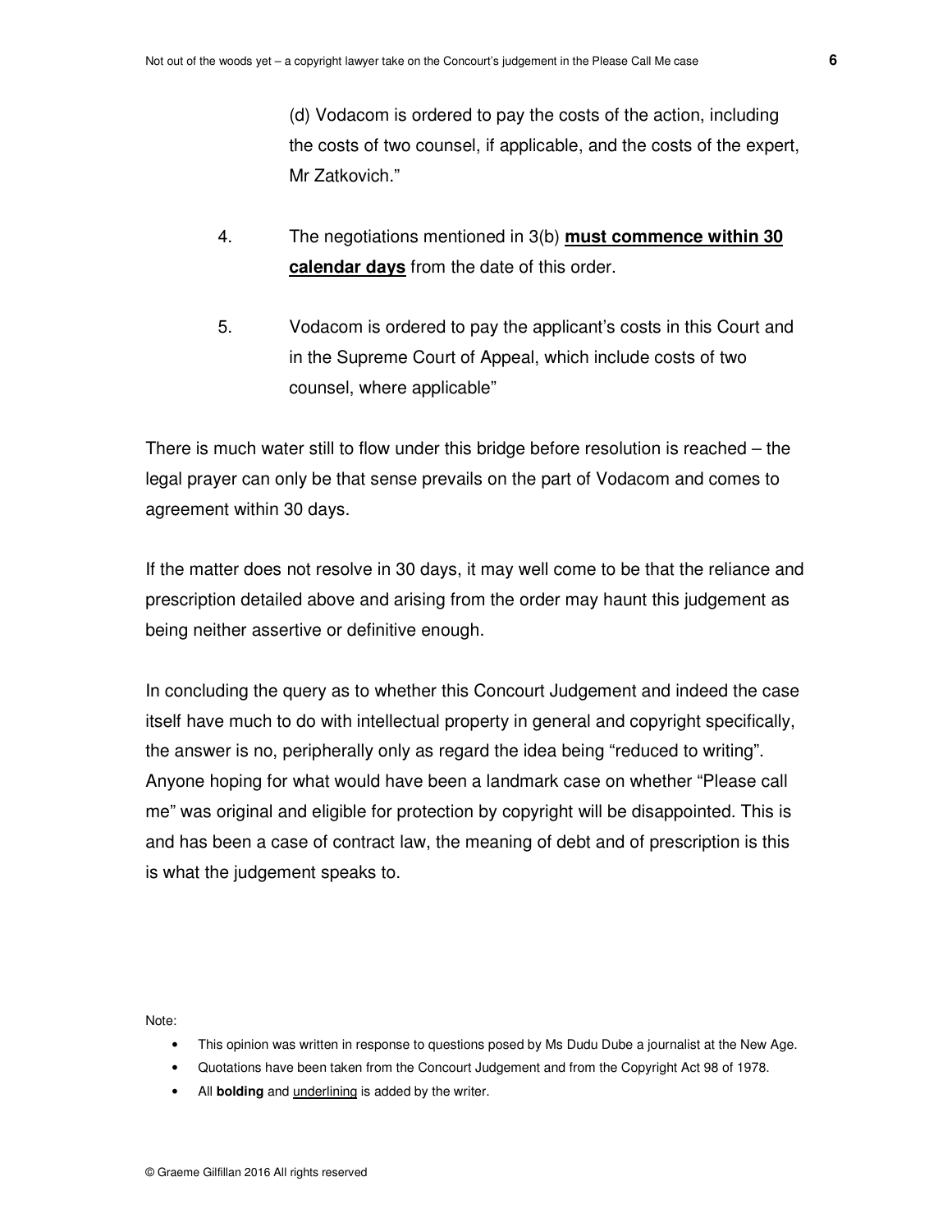(d) Vodacom is ordered to pay the costs of the action, including the costs of two counsel, if applicable, and the costs of the expert, Mr Zatkovich."

4. The negotiations mentioned in 3(b) <u>**must commence within 30 calendar days**</u> from the date of this order.

5. Vodacom is ordered to pay the applicant's costs in this Court and in the Supreme Court of Appeal, which include costs of two counsel, where applicable"

There is much water still to flow under this bridge before resolution is reached – the legal prayer can only be that sense prevails on the part of Vodacom and comes to agreement within 30 days.

If the matter does not resolve in 30 days, it may well come to be that the reliance and prescription detailed above and arising from the order may haunt this judgement as being neither assertive or definitive enough.

In concluding the query as to whether this Concourt Judgement and indeed the case itself have much to do with intellectual property in general and copyright specifically, the answer is no, peripherally only as regard the idea being "reduced to writing". Anyone hoping for what would have been a landmark case on whether "Please call me" was original and eligible for protection by copyright will be disappointed. This is and has been a case of contract law, the meaning of debt and of prescription is this is what the judgement speaks to.

Note:

- This opinion was written in response to questions posed by Ms Dudu Dube a journalist at the New Age.
- Quotations have been taken from the Concourt Judgement and from the Copyright Act 98 of 1978.
- All **bolding** and <u>underlining</u> is added by the writer.

© Graeme Gilfillan 2016 All rights reserved